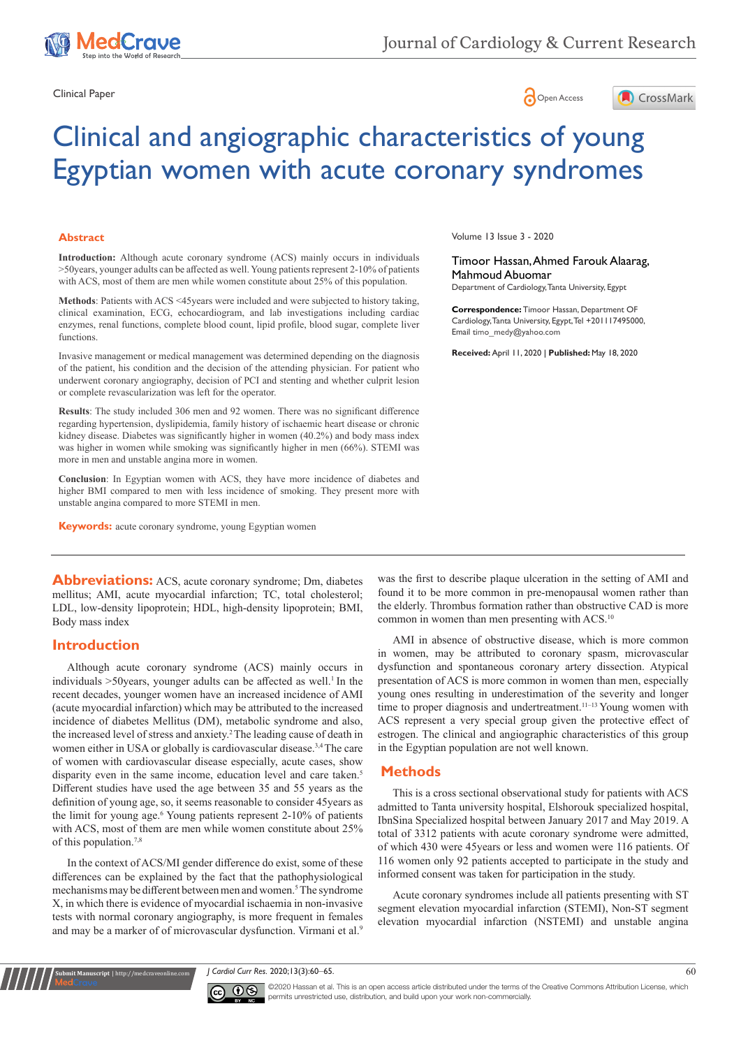Clinical Paper

# Clinical and angiographic characteristics of young Egyptian women with acute coronary syndromes

Volume 13 Issue 3 - 2020

Timoor Hassan, Ahmed Farouk Alaarag, Mahmoud Abuomar

Department of Cardiology, Tanta University, Egypt

**Correspondence:** Timoor Hassan, Department OF Cardiology, Tanta University, Egypt, Tel +201117495000, Email timo_medy@yahoo.com

**Received:** April 11, 2020 | **Published:** May 18, 2020

## Abstract

**Introduction:** Although acute coronary syndrome (ACS) mainly occurs in individuals >50years, younger adults can be affected as well. Young patients represent 2-10% of patients with ACS, most of them are men while women constitute about 25% of this population.

**Methods**: Patients with ACS <45years were included and were subjected to history taking, clinical examination, ECG, echocardiogram, and lab investigations including cardiac enzymes, renal functions, complete blood count, lipid profile, blood sugar, complete liver functions.

Invasive management or medical management was determined depending on the diagnosis of the patient, his condition and the decision of the attending physician. For patient who underwent coronary angiography, decision of PCI and stenting and whether culprit lesion or complete revascularization was left for the operator.

**Results**: The study included 306 men and 92 women. There was no significant difference regarding hypertension, dyslipidemia, family history of ischaemic heart disease or chronic kidney disease. Diabetes was significantly higher in women (40.2%) and body mass index was higher in women while smoking was significantly higher in men (66%). STEMI was more in men and unstable angina more in women.

**Conclusion**: In Egyptian women with ACS, they have more incidence of diabetes and higher BMI compared to men with less incidence of smoking. They present more with unstable angina compared to more STEMI in men.

**Keywords:** acute coronary syndrome, young Egyptian women

**Abbreviations:** ACS, acute coronary syndrome; Dm, diabetes mellitus; AMI, acute myocardial infarction; TC, total cholesterol; LDL, low-density lipoprotein; HDL, high-density lipoprotein; BMI, Body mass index

## Introduction

Although acute coronary syndrome (ACS) mainly occurs in individuals >50years, younger adults can be affected as well.[1] In the recent decades, younger women have an increased incidence of AMI (acute myocardial infarction) which may be attributed to the increased incidence of diabetes Mellitus (DM), metabolic syndrome and also, the increased level of stress and anxiety.[2] The leading cause of death in women either in USA or globally is cardiovascular disease.[3,4] The care of women with cardiovascular disease especially, acute cases, show disparity even in the same income, education level and care taken.[5] Different studies have used the age between 35 and 55 years as the definition of young age, so, it seems reasonable to consider 45years as the limit for young age.[6] Young patients represent 2-10% of patients with ACS, most of them are men while women constitute about 25% of this population.[7,8]

In the context of ACS/MI gender difference do exist, some of these differences can be explained by the fact that the pathophysiological mechanisms may be different between men and women.[5] The syndrome X, in which there is evidence of myocardial ischaemia in non-invasive tests with normal coronary angiography, is more frequent in females and may be a marker of of microvascular dysfunction. Virmani et al.[9] was the first to describe plaque ulceration in the setting of AMI and found it to be more common in pre-menopausal women rather than the elderly. Thrombus formation rather than obstructive CAD is more common in women than men presenting with ACS.[10]

AMI in absence of obstructive disease, which is more common in women, may be attributed to coronary spasm, microvascular dysfunction and spontaneous coronary artery dissection. Atypical presentation of ACS is more common in women than men, especially young ones resulting in underestimation of the severity and longer time to proper diagnosis and undertreatment.[11–13] Young women with ACS represent a very special group given the protective effect of estrogen. The clinical and angiographic characteristics of this group in the Egyptian population are not well known.

## Methods

This is a cross sectional observational study for patients with ACS admitted to Tanta university hospital, Elshorouk specialized hospital, IbnSina Specialized hospital between January 2017 and May 2019. A total of 3312 patients with acute coronary syndrome were admitted, of which 430 were 45years or less and women were 116 patients. Of 116 women only 92 patients accepted to participate in the study and informed consent was taken for participation in the study.

Acute coronary syndromes include all patients presenting with ST segment elevation myocardial infarction (STEMI), Non-ST segment elevation myocardial infarction (NSTEMI) and unstable angina

©2020 Hassan et al. This is an open access article distributed under the terms of the Creative Commons Attribution License, which permits unrestricted use, distribution, and build upon your work non-commercially.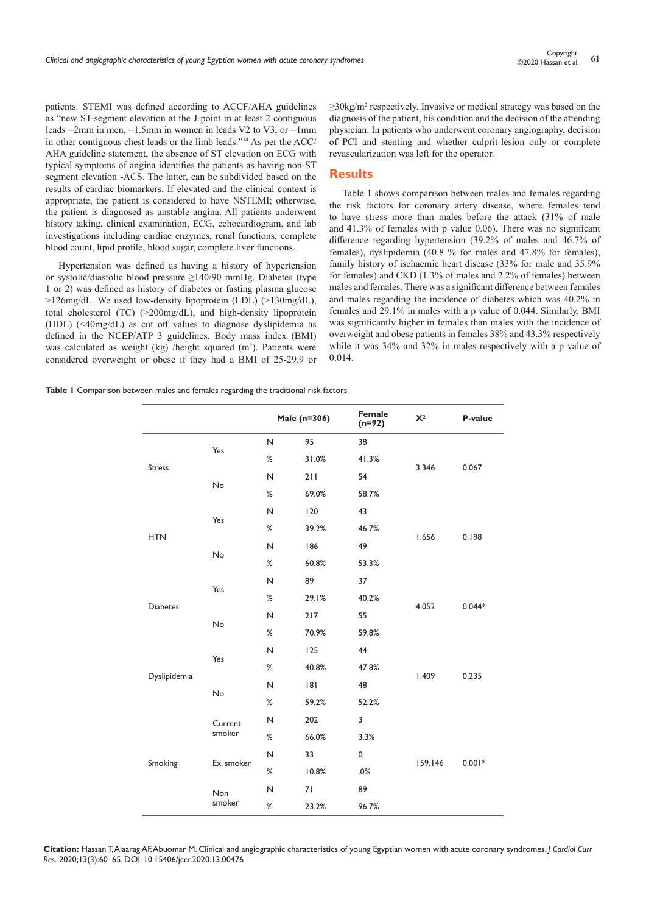patients. STEMI was defined according to ACCF/AHA guidelines as "new ST-segment elevation at the J-point in at least 2 contiguous leads =2mm in men, =1.5mm in women in leads V2 to V3, or =1mm in other contiguous chest leads or the limb leads."[14] As per the ACC/AHA guideline statement, the absence of ST elevation on ECG with typical symptoms of angina identifies the patients as having non-ST segment elevation -ACS. The latter, can be subdivided based on the results of cardiac biomarkers. If elevated and the clinical context is appropriate, the patient is considered to have NSTEMI; otherwise, the patient is diagnosed as unstable angina. All patients underwent history taking, clinical examination, ECG, echocardiogram, and lab investigations including cardiac enzymes, renal functions, complete blood count, lipid profile, blood sugar, complete liver functions.

Hypertension was defined as having a history of hypertension or systolic/diastolic blood pressure ≥140/90 mmHg. Diabetes (type 1 or 2) was defined as history of diabetes or fasting plasma glucose >126mg/dL. We used low-density lipoprotein (LDL) (>130mg/dL), total cholesterol (TC) (>200mg/dL), and high-density lipoprotein (HDL) (<40mg/dL) as cut off values to diagnose dyslipidemia as defined in the NCEP/ATP 3 guidelines. Body mass index (BMI) was calculated as weight (kg) /height squared ($m^2$). Patients were considered overweight or obese if they had a BMI of 25-29.9 or ≥30kg/$m^2$ respectively. Invasive or medical strategy was based on the diagnosis of the patient, his condition and the decision of the attending physician. In patients who underwent coronary angiography, decision of PCI and stenting and whether culprit-lesion only or complete revascularization was left for the operator.

## Results

Table 1 shows comparison between males and females regarding the risk factors for coronary artery disease, where females tend to have stress more than males before the attack (31% of male and 41.3% of females with p value 0.06). There was no significant difference regarding hypertension (39.2% of males and 46.7% of females), dyslipidemia (40.8 % for males and 47.8% for females), family history of ischaemic heart disease (33% for male and 35.9% for females) and CKD (1.3% of males and 2.2% of females) between males and females. There was a significant difference between females and males regarding the incidence of diabetes which was 40.2% in females and 29.1% in males with a p value of 0.044. Similarly, BMI was significantly higher in females than males with the incidence of overweight and obese patients in females 38% and 43.3% respectively while it was 34% and 32% in males respectively with a p value of 0.014.

**Table 1** Comparison between males and females regarding the traditional risk factors

| | | | Male (n=306) | Female (n=92) | $X^2$ | P-value |
|---|---|---|---|---|---|---|
| Stress | Yes | N | 95 | 38 | 3.346 | 0.067 |
| | | % | 31.0% | 41.3% | | |
| | No | N | 211 | 54 | | |
| | | % | 69.0% | 58.7% | | |
| HTN | Yes | N | 120 | 43 | 1.656 | 0.198 |
| | | % | 39.2% | 46.7% | | |
| | No | N | 186 | 49 | | |
| | | % | 60.8% | 53.3% | | |
| Diabetes | Yes | N | 89 | 37 | 4.052 | 0.044* |
| | | % | 29.1% | 40.2% | | |
| | No | N | 217 | 55 | | |
| | | % | 70.9% | 59.8% | | |
| Dyslipidemia | Yes | N | 125 | 44 | 1.409 | 0.235 |
| | | % | 40.8% | 47.8% | | |
| | No | N | 181 | 48 | | |
| | | % | 59.2% | 52.2% | | |
| Smoking | Current smoker | N | 202 | 3 | 159.146 | 0.001* |
| | | % | 66.0% | 3.3% | | |
| | Ex. smoker | N | 33 | 0 | | |
| | | % | 10.8% | .0% | | |
| | Non smoker | N | 71 | 89 | | |
| | | % | 23.2% | 96.7% | | |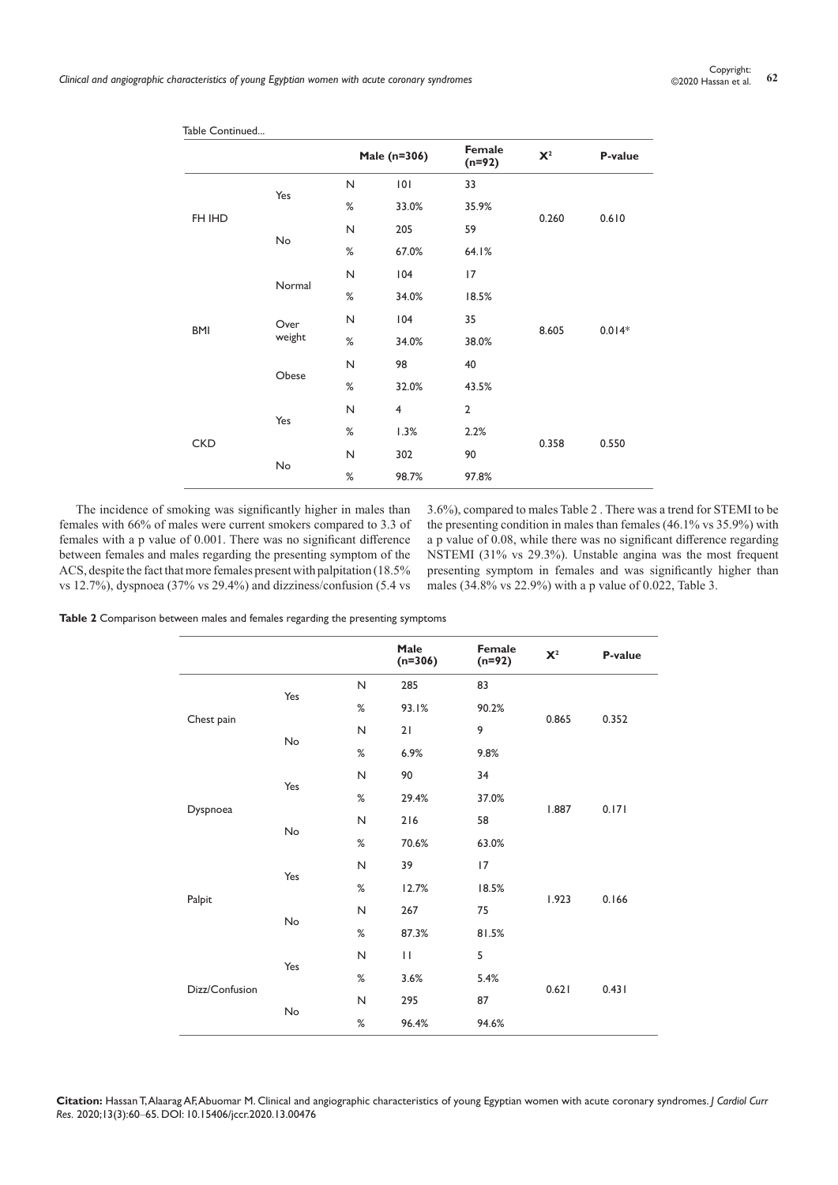Table Continued...

| | | | Male (n=306) | Female (n=92) | $X^2$ | P-value |
|---|---|---|---|---|---|---|
| FH IHD | Yes | N | 101 | 33 | 0.260 | 0.610 |
| | | % | 33.0% | 35.9% | | |
| | No | N | 205 | 59 | | |
| | | % | 67.0% | 64.1% | | |
| BMI | Normal | N | 104 | 17 | 8.605 | 0.014* |
| | | % | 34.0% | 18.5% | | |
| | Over weight | N | 104 | 35 | | |
| | | % | 34.0% | 38.0% | | |
| | Obese | N | 98 | 40 | | |
| | | % | 32.0% | 43.5% | | |
| CKD | Yes | N | 4 | 2 | 0.358 | 0.550 |
| | | % | 1.3% | 2.2% | | |
| | No | N | 302 | 90 | | |
| | | % | 98.7% | 97.8% | | |

The incidence of smoking was significantly higher in males than females with 66% of males were current smokers compared to 3.3 of females with a p value of 0.001. There was no significant difference between females and males regarding the presenting symptom of the ACS, despite the fact that more females present with palpitation (18.5% vs 12.7%), dyspnoea (37% vs 29.4%) and dizziness/confusion (5.4 vs 3.6%), compared to males Table 2 . There was a trend for STEMI to be the presenting condition in males than females (46.1% vs 35.9%) with a p value of 0.08, while there was no significant difference regarding NSTEMI (31% vs 29.3%). Unstable angina was the most frequent presenting symptom in females and was significantly higher than males (34.8% vs 22.9%) with a p value of 0.022, Table 3.

**Table 2** Comparison between males and females regarding the presenting symptoms

| | | | Male (n=306) | Female (n=92) | $X^2$ | P-value |
|---|---|---|---|---|---|---|
| Chest pain | Yes | N | 285 | 83 | 0.865 | 0.352 |
| | | % | 93.1% | 90.2% | | |
| | No | N | 21 | 9 | | |
| | | % | 6.9% | 9.8% | | |
| Dyspnoea | Yes | N | 90 | 34 | 1.887 | 0.171 |
| | | % | 29.4% | 37.0% | | |
| | No | N | 216 | 58 | | |
| | | % | 70.6% | 63.0% | | |
| Palpit | Yes | N | 39 | 17 | 1.923 | 0.166 |
| | | % | 12.7% | 18.5% | | |
| | No | N | 267 | 75 | | |
| | | % | 87.3% | 81.5% | | |
| Dizz/Confusion | Yes | N | 11 | 5 | 0.621 | 0.431 |
| | | % | 3.6% | 5.4% | | |
| | No | N | 295 | 87 | | |
| | | % | 96.4% | 94.6% | | |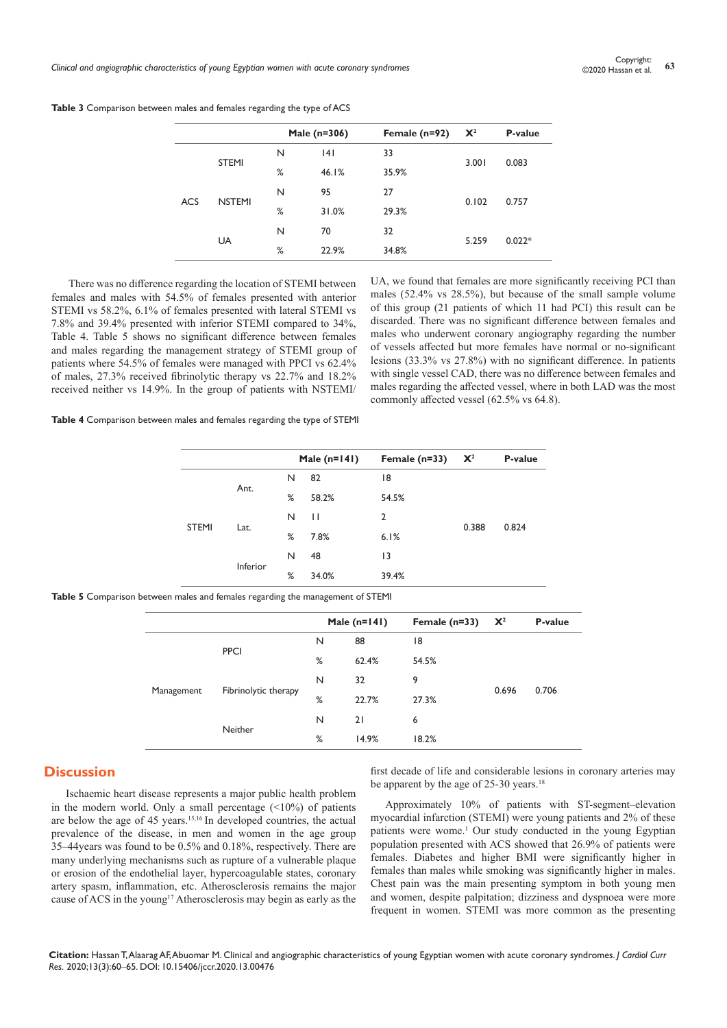**Table 3** Comparison between males and females regarding the type of ACS

| | | | Male (n=306) | Female (n=92) | $X^2$ | P-value |
|---|---|---|---|---|---|---|
| ACS | STEMI | N | 141 | 33 | 3.001 | 0.083 |
| | | % | 46.1% | 35.9% | | |
| | NSTEMI | N | 95 | 27 | 0.102 | 0.757 |
| | | % | 31.0% | 29.3% | | |
| | UA | N | 70 | 32 | 5.259 | 0.022* |
| | | % | 22.9% | 34.8% | | |

There was no difference regarding the location of STEMI between females and males with 54.5% of females presented with anterior STEMI vs 58.2%, 6.1% of females presented with lateral STEMI vs 7.8% and 39.4% presented with inferior STEMI compared to 34%, Table 4. Table 5 shows no significant difference between females and males regarding the management strategy of STEMI group of patients where 54.5% of females were managed with PPCI vs 62.4% of males, 27.3% received fibrinolytic therapy vs 22.7% and 18.2% received neither vs 14.9%. In the group of patients with NSTEMI/UA, we found that females are more significantly receiving PCI than males (52.4% vs 28.5%), but because of the small sample volume of this group (21 patients of which 11 had PCI) this result can be discarded. There was no significant difference between females and males who underwent coronary angiography regarding the number of vessels affected but more females have normal or no-significant lesions (33.3% vs 27.8%) with no significant difference. In patients with single vessel CAD, there was no difference between females and males regarding the affected vessel, where in both LAD was the most commonly affected vessel (62.5% vs 64.8).

**Table 4** Comparison between males and females regarding the type of STEMI

| | | | Male (n=141) | Female (n=33) | $X^2$ | P-value |
|---|---|---|---|---|---|---|
| STEMI | Ant. | N | 82 | 18 | 0.388 | 0.824 |
| | | % | 58.2% | 54.5% | | |
| | Lat. | N | 11 | 2 | | |
| | | % | 7.8% | 6.1% | | |
| | Inferior | N | 48 | 13 | | |
| | | % | 34.0% | 39.4% | | |

**Table 5** Comparison between males and females regarding the management of STEMI

| | | | Male (n=141) | Female (n=33) | $X^2$ | P-value |
|---|---|---|---|---|---|---|
| Management | PPCI | N | 88 | 18 | 0.696 | 0.706 |
| | | % | 62.4% | 54.5% | | |
| | Fibrinolytic therapy | N | 32 | 9 | | |
| | | % | 22.7% | 27.3% | | |
| | Neither | N | 21 | 6 | | |
| | | % | 14.9% | 18.2% | | |

## Discussion

Ischaemic heart disease represents a major public health problem in the modern world. Only a small percentage (<10%) of patients are below the age of 45 years.[15,16] In developed countries, the actual prevalence of the disease, in men and women in the age group 35–44years was found to be 0.5% and 0.18%, respectively. There are many underlying mechanisms such as rupture of a vulnerable plaque or erosion of the endothelial layer, hypercoagulable states, coronary artery spasm, inflammation, etc. Atherosclerosis remains the major cause of ACS in the young[17] Atherosclerosis may begin as early as the first decade of life and considerable lesions in coronary arteries may be apparent by the age of 25-30 years.[18]

Approximately 10% of patients with ST-segment–elevation myocardial infarction (STEMI) were young patients and 2% of these patients were wome.[1] Our study conducted in the young Egyptian population presented with ACS showed that 26.9% of patients were females. Diabetes and higher BMI were significantly higher in females than males while smoking was significantly higher in males. Chest pain was the main presenting symptom in both young men and women, despite palpitation; dizziness and dyspnoea were more frequent in women. STEMI was more common as the presenting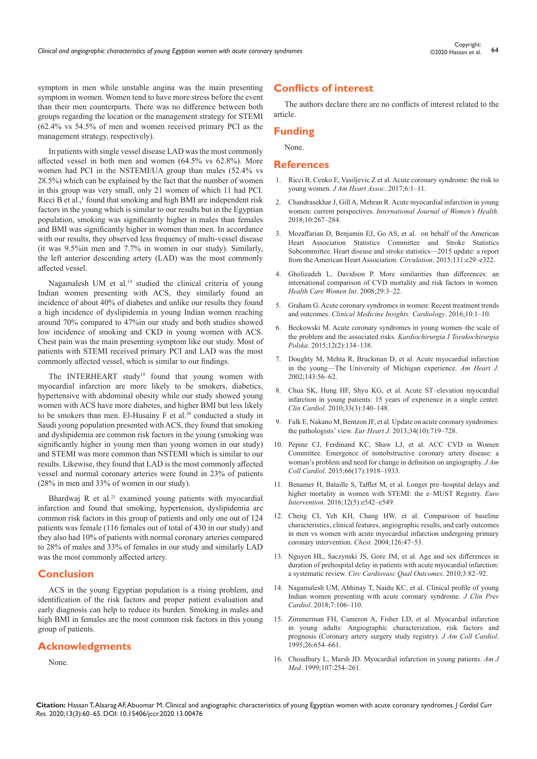symptom in men while unstable angina was the main presenting symptom in women. Women tend to have more stress before the event than their men counterparts. There was no difference between both groups regarding the location or the management strategy for STEMI (62.4% vs 54.5% of men and women received primary PCI as the management strategy, respectively).

In patients with single vessel disease LAD was the most commonly affected vessel in both men and women (64.5% vs 62.8%). More women had PCI in the NSTEMI/UA group than males (52.4% vs 28.5%) which can be explained by the fact that the number of women in this group was very small, only 21 women of which 11 had PCI. Ricci B et al.,[1] found that smoking and high BMI are independent risk factors in the young which is similar to our results but in the Egyptian population, smoking was significantly higher in males than females and BMI was significantly higher in women than men. In accordance with our results, they observed less frequency of multi-vessel disease (it was 9.5%in men and 7.7% in women in our study). Similarly, the left anterior descending artery (LAD) was the most commonly affected vessel.

Nagamalesh UM et al.[14] studied the clinical criteria of young Indian women presenting with ACS, they similarly found an incidence of about 40% of diabetes and unlike our results they found a high incidence of dyslipidemia in young Indian women reaching around 70% compared to 47%in our study and both studies showed low incidence of smoking and CKD in young women with ACS. Chest pain was the main presenting symptom like our study. Most of patients with STEMI received primary PCI and LAD was the most commonly affected vessel, which is similar to our findings.

The INTERHEART study[19] found that young women with myocardial infarction are more likely to be smokers, diabetics, hypertensive with abdominal obesity while our study showed young women with ACS have more diabetes, and higher BMI but less likely to be smokers than men. El-Husainy F et al.[20] conducted a study in Saudi young population presented with ACS, they found that smoking and dyslipidemia are common risk factors in the young (smoking was significantly higher in young men than young women in our study) and STEMI was more common than NSTEMI which is similar to our results. Likewise, they found that LAD is the most commonly affected vessel and normal coronary arteries were found in 23% of patients (28% in men and 33% of women in our study).

Bhardwaj R et al.[21] examined young patients with myocardial infarction and found that smoking, hypertension, dyslipidemia are common risk factors in this group of patients and only one out of 124 patients was female (116 females out of total of 430 in our study) and they also had 10% of patients with normal coronary arteries compared to 28% of males and 33% of females in our study and similarly LAD was the most commonly affected artery.

## Conclusion

ACS in the young Egyptian population is a rising problem, and identification of the risk factors and proper patient evaluation and early diagnosis can help to reduce its burden. Smoking in males and high BMI in females are the most common risk factors in this young group of patients.

## Acknowledgments

None.

## Conflicts of interest

The authors declare there are no conflicts of interest related to the article.

## Funding

None.

## References

1. Ricci B, Cenko E, Vasiljevic Z et al. Acute coronary syndrome: the risk to young women. *J Am Heart Assoc*. 2017;6:1–11.
2. Chandrasekhar J, Gill A, Mehran R. Acute myocardial infarction in young women: current perspectives. *International Journal of Women's Health*. 2018;10:267–284.
3. Mozaffarian D, Benjamin EJ, Go AS, et al. on behalf of the American Heart Association Statistics Committee and Stroke Statistics Subcommittee. Heart disease and stroke statistics—2015 update: a report from the American Heart Association. *Circulation*. 2015;131:e29–e322.
4. Gholizadeh L, Davidson P. More similarities than differences: an international comparison of CVD mortality and risk factors in women. *Health Care Women Int*. 2008;29:3–22.
5. Graham G. Acute coronary syndromes in women: Recent treatment trends and outcomes. *Clinical Medicine Insights: Cardiology*. 2016;10:1–10.
6. Beckowski M. Acute coronary syndromes in young women–the scale of the problem and the associated risks. *Kardiochirurgia I Torakochirurgia Polska*. 2015;12(2):134–138.
7. Doughty M, Mehta R, Bruckman D, et al. Acute myocardial infarction in the young—The University of Michigan experience. *Am Heart J*. 2002;143:56–62.
8. Chua SK, Hung HF, Shyu KG, et al. Acute ST–elevation myocardial infarction in young patients: 15 years of experience in a single center. *Clin Cardiol*. 2010;33(3):140–148.
9. Falk E, Nakano M, Bentzon JF, et al. Update on acute coronary syndromes: the pathologists' view. *Eur Heart J*. 2013;34(10):719–728.
10. Pepine CJ, Ferdinand KC, Shaw LJ, et al. ACC CVD in Women Committee. Emergence of nonobstructive coronary artery disease: a woman's problem and need for change in definition on angiography. *J Am Coll Cardiol*. 2015;66(17):1918–1933.
11. Benamer H, Bataille S, Tafflet M, et al. Longer pre–hospital delays and higher mortality in women with STEMI: the e–MUST Registry. *Euro Intervention*. 2016;12(5):e542–e549.
12. Cheng CI, Yeh KH, Chang HW, et al. Comparison of baseline characteristics, clinical features, angiographic results, and early outcomes in men vs women with acute myocardial infarction undergoing primary coronary intervention. *Chest*. 2004;126:47–53.
13. Nguyen HL, Saczynski JS, Gore JM, et al. Age and sex differences in duration of prehospital delay in patients with acute myocardial infarction: a systematic review. *Circ Cardiovasc Qual Outcomes*. 2010;3:82–92.
14. Nagamalesh UM, Abhinay T, Naidu KC, et al. Clinical profile of young Indian women presenting with acute coronary syndrome. *J Clin Prev Cardiol*. 2018;7:106–110.
15. Zimmerman FH, Cameron A, Fisher LD, et al. Myocardial infarction in young adults: Angiographic characterization, risk factors and prognosis (Coronary artery surgery study registry). *J Am Coll Cardiol*. 1995;26:654–661.
16. Choudhury L, Marsh JD. Myocardial infarction in young patients. *Am J Med*. 1999;107:254–261.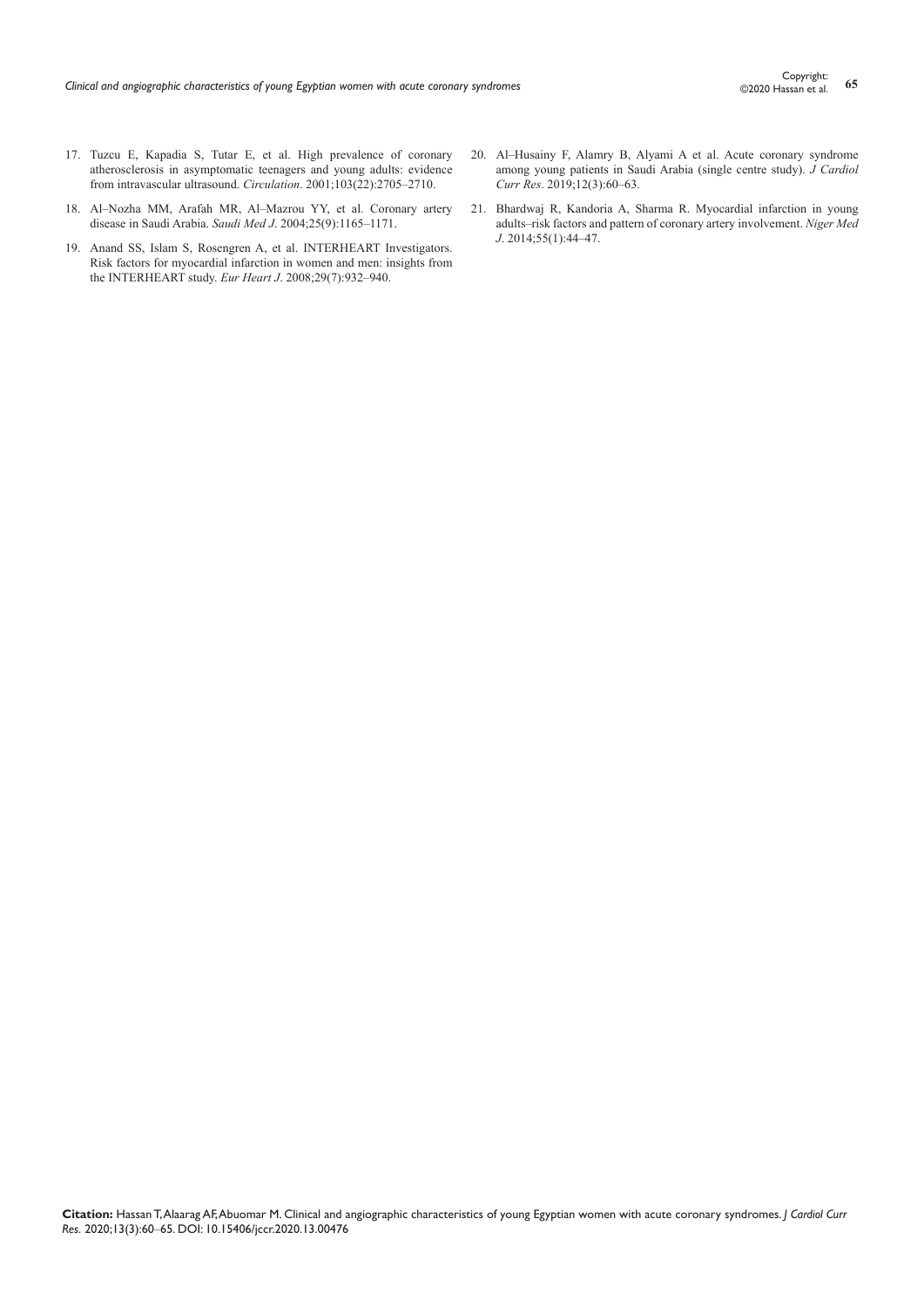17. Tuzcu E, Kapadia S, Tutar E, et al. High prevalence of coronary atherosclerosis in asymptomatic teenagers and young adults: evidence from intravascular ultrasound. *Circulation*. 2001;103(22):2705–2710.
18. Al–Nozha MM, Arafah MR, Al–Mazrou YY, et al. Coronary artery disease in Saudi Arabia. *Saudi Med J*. 2004;25(9):1165–1171.
19. Anand SS, Islam S, Rosengren A, et al. INTERHEART Investigators. Risk factors for myocardial infarction in women and men: insights from the INTERHEART study. *Eur Heart J*. 2008;29(7):932–940.
20. Al–Husainy F, Alamry B, Alyami A et al. Acute coronary syndrome among young patients in Saudi Arabia (single centre study). *J Cardiol Curr Res*. 2019;12(3):60–63.
21. Bhardwaj R, Kandoria A, Sharma R. Myocardial infarction in young adults–risk factors and pattern of coronary artery involvement. *Niger Med J*. 2014;55(1):44–47.

**Citation:** Hassan T, Alaarag AF, Abuomar M. Clinical and angiographic characteristics of young Egyptian women with acute coronary syndromes. *J Cardiol Curr Res.* 2020;13(3):60‒65. DOI: 10.15406/jccr.2020.13.00476